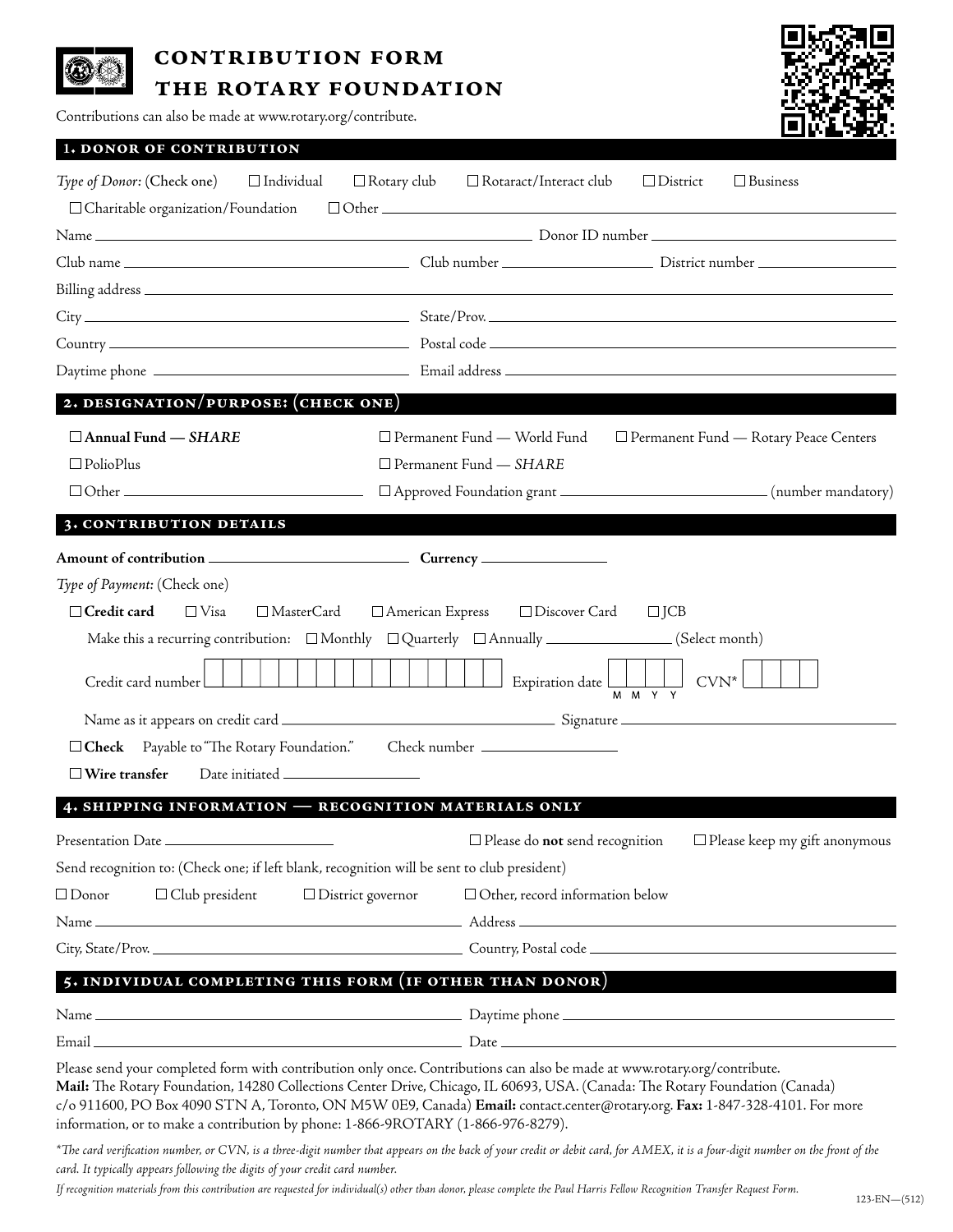# CONTRIBUTION FORM
# THE ROTARY FOUNDATION

Contributions can also be made at www.rotary.org/contribute.

## 1. DONOR OF CONTRIBUTION

*Type of Donor:* (Check one) ☐ Individual ☐ Rotary club ☐ Rotaract/Interact club ☐ District ☐ Business

☐ Charitable organization/Foundation ☐ Other ____________________

Name ____________________ Donor ID number ____________________

Club name ____________________ Club number ____________________ District number ____________________

Billing address ____________________

City ____________________ State/Prov. ____________________

Country ____________________ Postal code ____________________

Daytime phone ____________________ Email address ____________________

## 2. DESIGNATION/PURPOSE: (CHECK ONE)

☐ **Annual Fund — *SHARE*** ☐ Permanent Fund — World Fund ☐ Permanent Fund — Rotary Peace Centers

☐ PolioPlus ☐ Permanent Fund — *SHARE*

☐ Other ____________________ ☐ Approved Foundation grant ____________________ (number mandatory)

## 3. CONTRIBUTION DETAILS

**Amount of contribution** ____________________ **Currency** ____________________

*Type of Payment:* (Check one)

☐ **Credit card** ☐ Visa ☐ MasterCard ☐ American Express ☐ Discover Card ☐ JCB

Make this a recurring contribution: ☐ Monthly ☐ Quarterly ☐ Annually ____________________ (Select month)

Credit card number ____________________ Expiration date __ __ __ __ (M M Y Y) CVN* ____

Name as it appears on credit card ____________________ Signature ____________________

☐ **Check** Payable to "The Rotary Foundation." Check number ____________________

☐ **Wire transfer** Date initiated ____________________

## 4. SHIPPING INFORMATION — RECOGNITION MATERIALS ONLY

Presentation Date ____________________ ☐ Please do **not** send recognition ☐ Please keep my gift anonymous

Send recognition to: (Check one; if left blank, recognition will be sent to club president)

☐ Donor ☐ Club president ☐ District governor ☐ Other, record information below

Name ____________________ Address ____________________

City, State/Prov. ____________________ Country, Postal code ____________________

## 5. INDIVIDUAL COMPLETING THIS FORM (IF OTHER THAN DONOR)

Name ____________________ Daytime phone ____________________

Email ____________________ Date ____________________

Please send your completed form with contribution only once. Contributions can also be made at www.rotary.org/contribute. **Mail:** The Rotary Foundation, 14280 Collections Center Drive, Chicago, IL 60693, USA. (Canada: The Rotary Foundation (Canada) c/o 911600, PO Box 4090 STN A, Toronto, ON M5W 0E9, Canada) **Email:** contact.center@rotary.org. **Fax:** 1-847-328-4101. For more information, or to make a contribution by phone: 1-866-9ROTARY (1-866-976-8279).

*\*The card verification number, or CVN, is a three-digit number that appears on the back of your credit or debit card, for AMEX, it is a four-digit number on the front of the card. It typically appears following the digits of your credit card number.*

*If recognition materials from this contribution are requested for individual(s) other than donor, please complete the Paul Harris Fellow Recognition Transfer Request Form.*

123-EN—(512)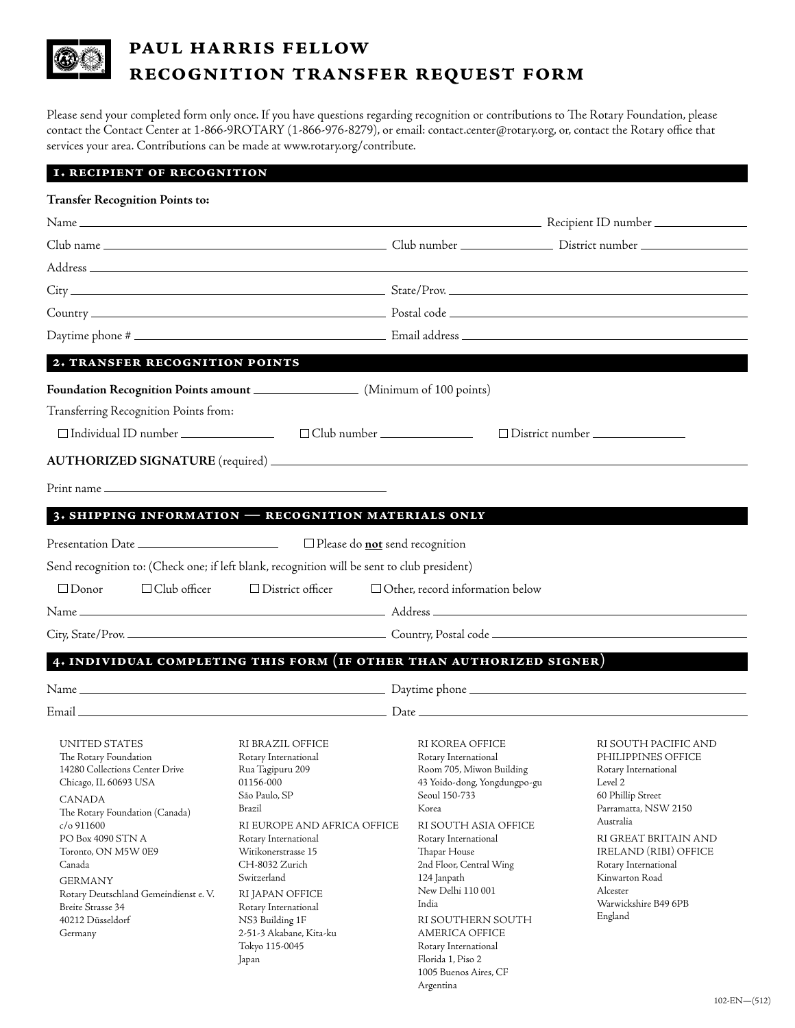# PAUL HARRIS FELLOW RECOGNITION TRANSFER REQUEST FORM

Please send your completed form only once. If you have questions regarding recognition or contributions to The Rotary Foundation, please contact the Contact Center at 1-866-9ROTARY (1-866-976-8279), or email: contact.center@rotary.org, or, contact the Rotary office that services your area. Contributions can be made at www.rotary.org/contribute.

## 1. RECIPIENT OF RECOGNITION

**Transfer Recognition Points to:**

Name ______________________________ Recipient ID number ______________

Club name ______________________________ Club number ______________ District number ______________

Address ______________________________

City ______________________________ State/Prov. ______________________________

Country ______________________________ Postal code ______________________________

Daytime phone # ______________________________ Email address ______________________________

## 2. TRANSFER RECOGNITION POINTS

**Foundation Recognition Points amount** ______________ (Minimum of 100 points)

Transferring Recognition Points from:

☐ Individual ID number ______________ ☐ Club number ______________ ☐ District number ______________

**AUTHORIZED SIGNATURE** (required) ______________________________

Print name ______________________________

## 3. SHIPPING INFORMATION — RECOGNITION MATERIALS ONLY

Presentation Date ______________ ☐ Please do **not** send recognition

Send recognition to: (Check one; if left blank, recognition will be sent to club president)

☐ Donor ☐ Club officer ☐ District officer ☐ Other, record information below

Name ______________________________ Address ______________________________

City, State/Prov. ______________________________ Country, Postal code ______________________________

## 4. INDIVIDUAL COMPLETING THIS FORM (IF OTHER THAN AUTHORIZED SIGNER)

Name ______________________________ Daytime phone ______________________________

Email ______________________________ Date ______________________________

UNITED STATES
The Rotary Foundation
14280 Collections Center Drive
Chicago, IL 60693 USA

CANADA
The Rotary Foundation (Canada)
c/o 911600
PO Box 4090 STN A
Toronto, ON M5W 0E9
Canada

GERMANY
Rotary Deutschland Gemeindienst e. V.
Breite Strasse 34
40212 Düsseldorf
Germany

RI BRAZIL OFFICE
Rotary International
Rua Tagipuru 209
01156-000
São Paulo, SP
Brazil

RI EUROPE AND AFRICA OFFICE
Rotary International
Witikonerstrasse 15
CH-8032 Zurich
Switzerland

RI JAPAN OFFICE
Rotary International
NS3 Building 1F
2-51-3 Akabane, Kita-ku
Tokyo 115-0045
Japan

RI KOREA OFFICE
Rotary International
Room 705, Miwon Building
43 Yoido-dong, Yongdungpo-gu
Seoul 150-733
Korea

RI SOUTH ASIA OFFICE
Rotary International
Thapar House
2nd Floor, Central Wing
124 Janpath
New Delhi 110 001
India

RI SOUTHERN SOUTH AMERICA OFFICE
Rotary International
Florida 1, Piso 2
1005 Buenos Aires, CF
Argentina

RI SOUTH PACIFIC AND PHILIPPINES OFFICE
Rotary International
Level 2
60 Phillip Street
Parramatta, NSW 2150
Australia

RI GREAT BRITAIN AND IRELAND (RIBI) OFFICE
Rotary International
Kinwarton Road
Alcester
Warwickshire B49 6PB
England

102-EN—(512)